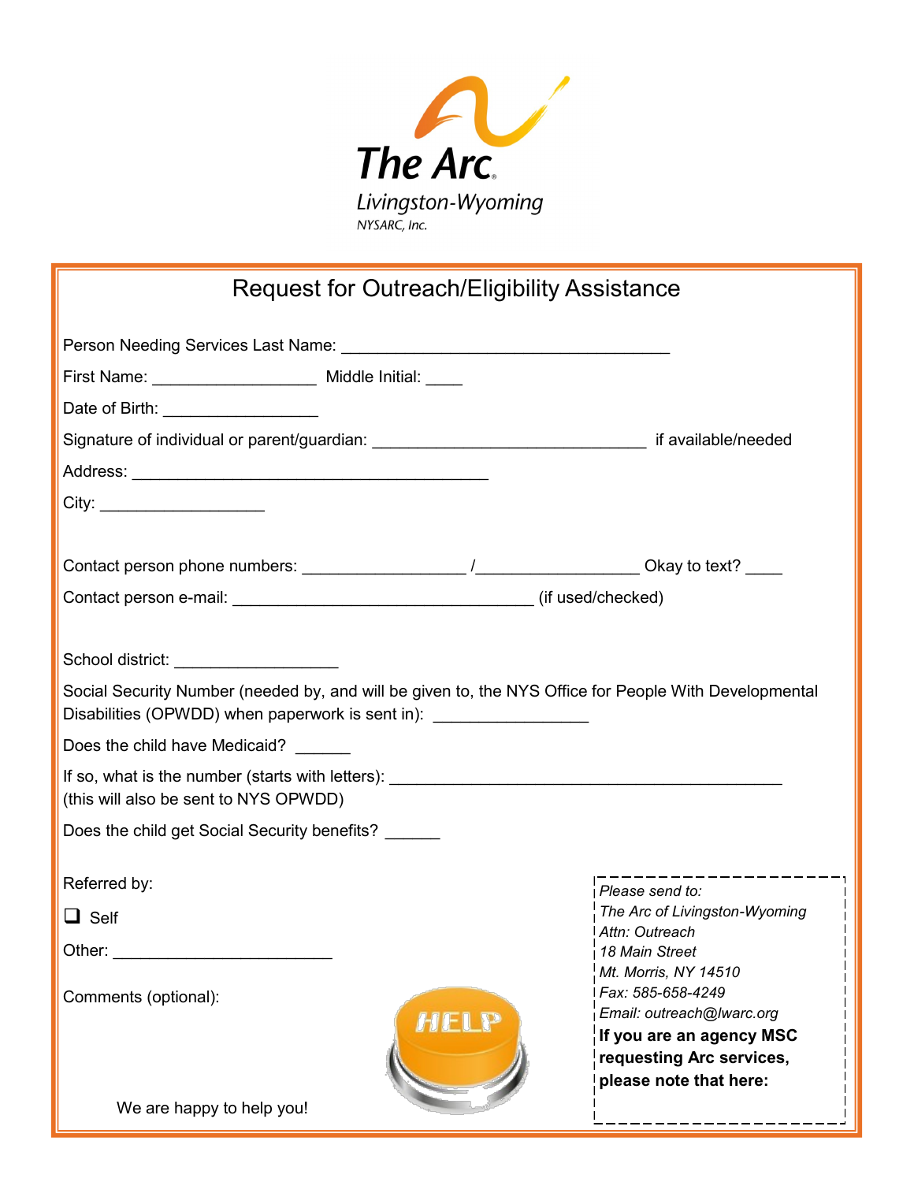The Arc

Livingston-Wyoming

NYSARC, Inc.

# Request for Outreach/Eligibility Assistance

Person Needing Services Last Name: ___________________________________

First Name: _________________ Middle Initial: ____

Date of Birth: _________________

Signature of individual or parent/guardian: _____________________________ if available/needed

Address: ______________________________________

City: _________________

Contact person phone numbers: _________________ /_________________ Okay to text? ____

Contact person e-mail: ________________________________ (if used/checked)

School district: _________________

Social Security Number (needed by, and will be given to, the NYS Office for People With Developmental Disabilities (OPWDD) when paperwork is sent in): _________________

Does the child have Medicaid? ______

If so, what is the number (starts with letters): ________________________________________
(this will also be sent to NYS OPWDD)

Does the child get Social Security benefits? ______

Referred by:

- [ ] Self

Other: _______________________

Comments (optional):

We are happy to help you!

*Please send to:*
*The Arc of Livingston-Wyoming*
*Attn: Outreach*
*18 Main Street*
*Mt. Morris, NY 14510*
*Fax: 585-658-4249*
*Email: outreach@lwarc.org*

**If you are an agency MSC requesting Arc services, please note that here:**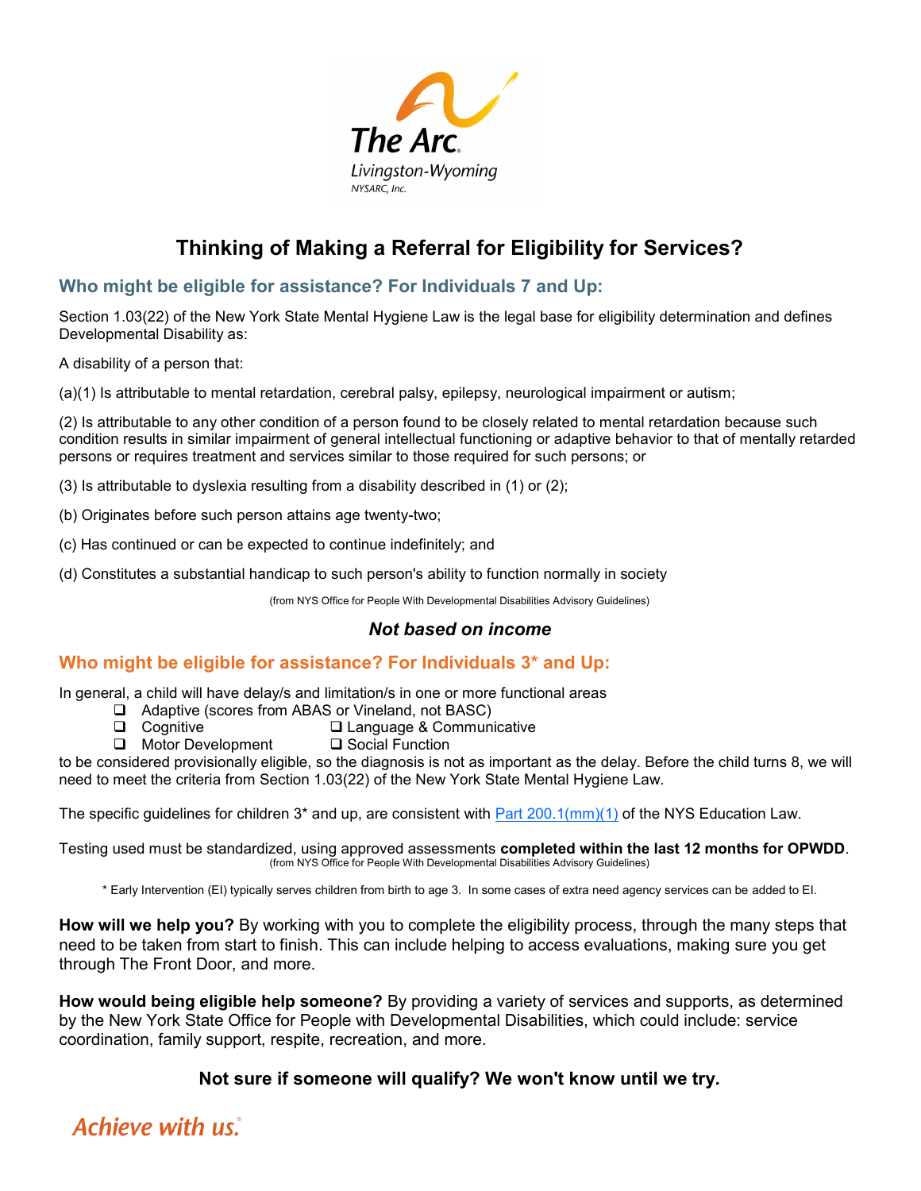The Arc
Livingston-Wyoming
NYSARC, Inc.

# Thinking of Making a Referral for Eligibility for Services?

## Who might be eligible for assistance? For Individuals 7 and Up:

Section 1.03(22) of the New York State Mental Hygiene Law is the legal base for eligibility determination and defines Developmental Disability as:

A disability of a person that:

(a)(1) Is attributable to mental retardation, cerebral palsy, epilepsy, neurological impairment or autism;

(2) Is attributable to any other condition of a person found to be closely related to mental retardation because such condition results in similar impairment of general intellectual functioning or adaptive behavior to that of mentally retarded persons or requires treatment and services similar to those required for such persons; or

(3) Is attributable to dyslexia resulting from a disability described in (1) or (2);

(b) Originates before such person attains age twenty-two;

(c) Has continued or can be expected to continue indefinitely; and

(d) Constitutes a substantial handicap to such person's ability to function normally in society

(from NYS Office for People With Developmental Disabilities Advisory Guidelines)

***Not based on income***

## Who might be eligible for assistance? For Individuals 3* and Up:

In general, a child will have delay/s and limitation/s in one or more functional areas

- ❑ Adaptive (scores from ABAS or Vineland, not BASC)
- ❑ Cognitive
- ❑ Language & Communicative
- ❑ Motor Development
- ❑ Social Function

to be considered provisionally eligible, so the diagnosis is not as important as the delay. Before the child turns 8, we will need to meet the criteria from Section 1.03(22) of the New York State Mental Hygiene Law.

The specific guidelines for children 3* and up, are consistent with [Part 200.1(mm)(1)]() of the NYS Education Law.

Testing used must be standardized, using approved assessments **completed within the last 12 months for OPWDD**.
(from NYS Office for People With Developmental Disabilities Advisory Guidelines)

* Early Intervention (EI) typically serves children from birth to age 3. In some cases of extra need agency services can be added to EI.

**How will we help you?** By working with you to complete the eligibility process, through the many steps that need to be taken from start to finish. This can include helping to access evaluations, making sure you get through The Front Door, and more.

**How would being eligible help someone?** By providing a variety of services and supports, as determined by the New York State Office for People with Developmental Disabilities, which could include: service coordination, family support, respite, recreation, and more.

**Not sure if someone will qualify? We won't know until we try.**

*Achieve with us.*